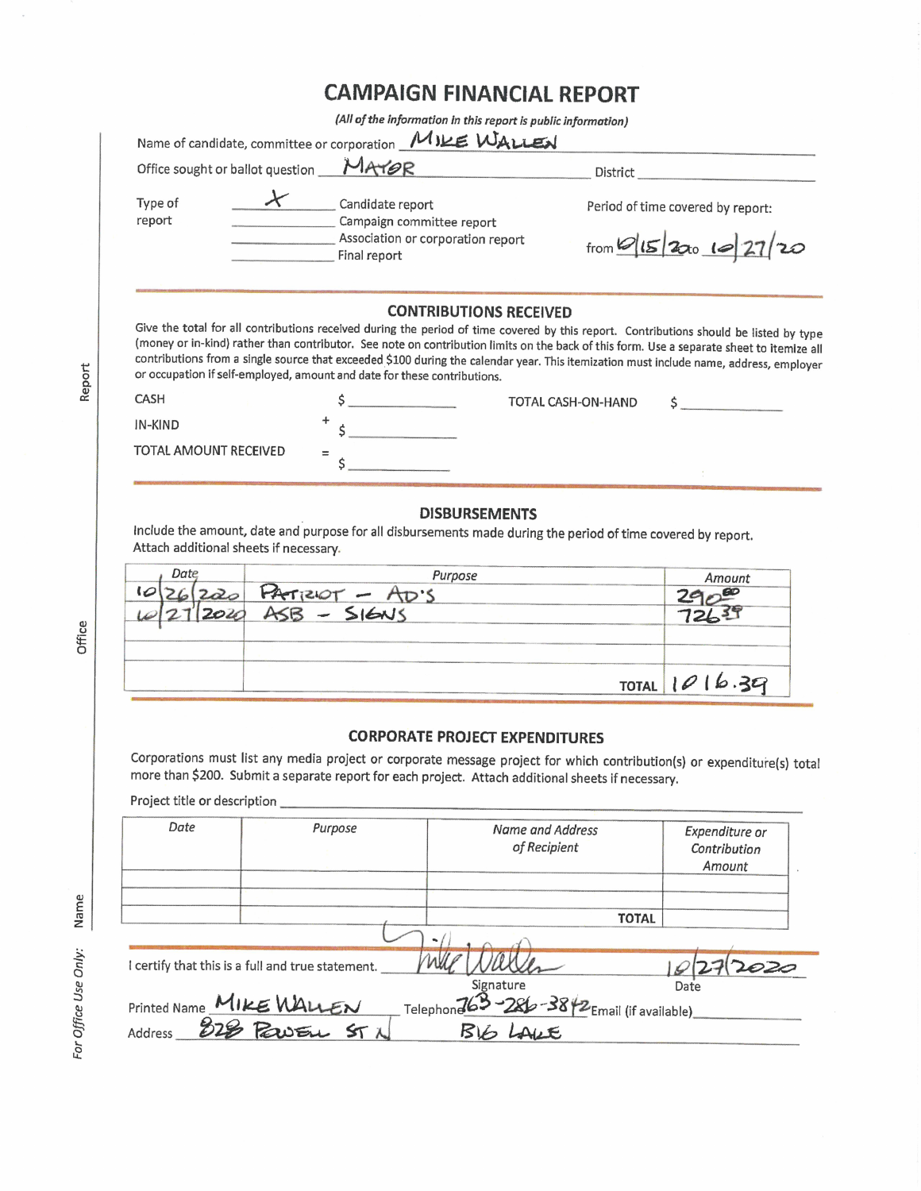# CAMPAIGN FINANCIAL REPORT

*(All of the information in this report is public information)*

Name of candidate, committee or corporation: MIKE WALLEN

Office sought or ballot question: MAYOR  District: ______

Type of report:
- X Candidate report
- ___ Campaign committee report
- ___ Association or corporation report
- ___ Final report

Period of time covered by report: from 10/15/2020 to 10/27/20

## CONTRIBUTIONS RECEIVED

Give the total for all contributions received during the period of time covered by this report. Contributions should be listed by type (money or in-kind) rather than contributor. See note on contribution limits on the back of this form. Use a separate sheet to itemize all contributions from a single source that exceeded $100 during the calendar year. This itemization must include name, address, employer or occupation if self-employed, amount and date for these contributions.

CASH $ ______  TOTAL CASH-ON-HAND $ ______

IN-KIND + $ ______

TOTAL AMOUNT RECEIVED = $ ______

## DISBURSEMENTS

Include the amount, date and purpose for all disbursements made during the period of time covered by report. Attach additional sheets if necessary.

| Date | Purpose | Amount |
|---|---|---|
| 10/26/2020 | PATRIOT – AD'S | 290.00 |
| 10/27/2020 | ASB – SIGNS | 726.39 |
| | | |
| | | |
| | TOTAL | 1016.39 |

## CORPORATE PROJECT EXPENDITURES

Corporations must list any media project or corporate message project for which contribution(s) or expenditure(s) total more than $200. Submit a separate report for each project. Attach additional sheets if necessary.

Project title or description ______

| Date | Purpose | Name and Address of Recipient | Expenditure or Contribution Amount |
|---|---|---|---|
| | | | |
| | | | |
| | | TOTAL | |

I certify that this is a full and true statement. [Signature] Date: 10/27/2020

Printed Name: MIKE WALLEN  Telephone: 763-286-3842  Email (if available): ______

Address: 828 POWELL ST N BIG LAKE

*For Office Use Only:* Name ______ Office ______ Report ______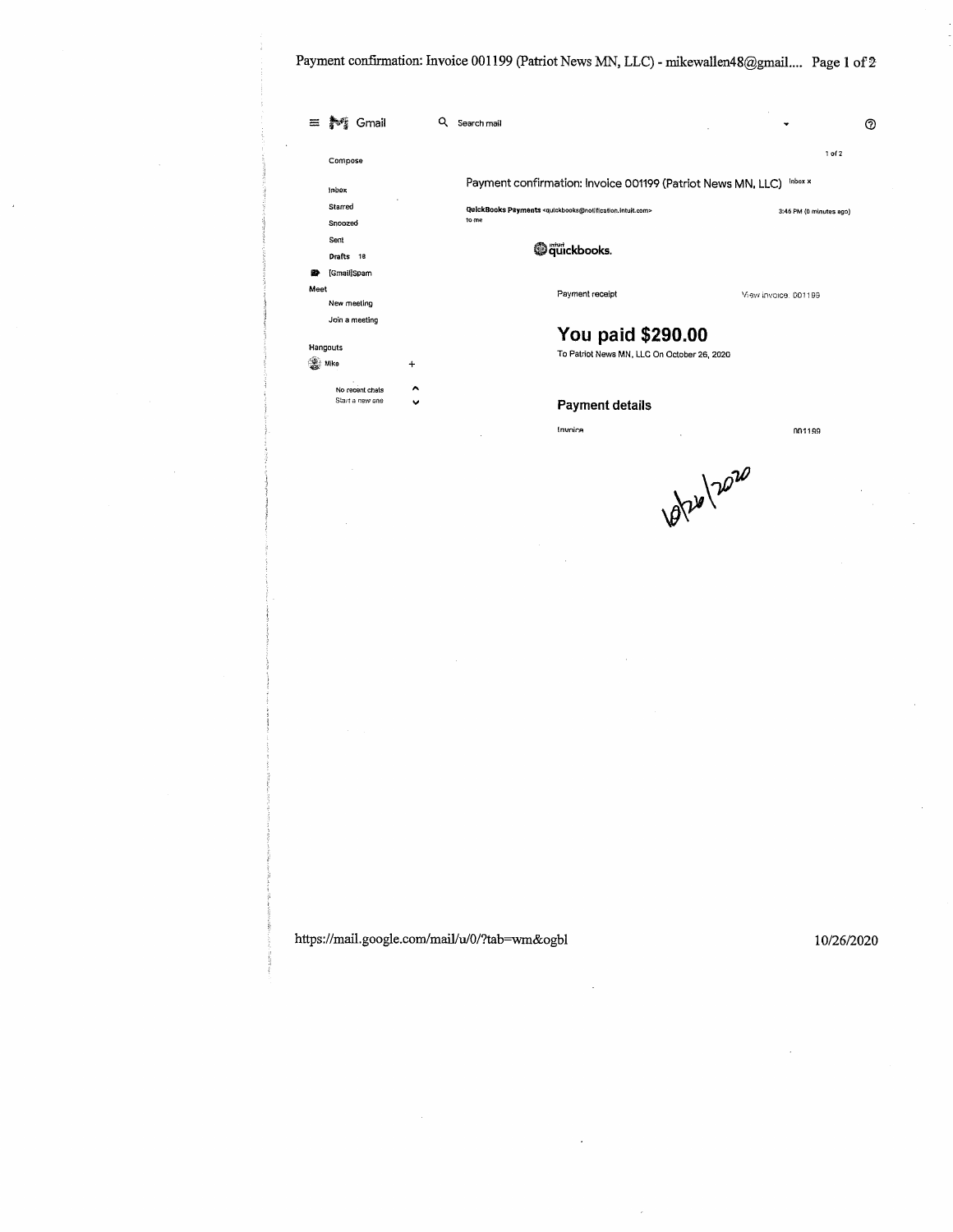Gmail

Search mail

Compose

Inbox

Starred

Snoozed

Sent

Drafts 18

[Gmail]Spam

Meet

New meeting

Join a meeting

Hangouts

Mike

No recent chats
Start a new one

1 of 2

## Payment confirmation: Invoice 001199 (Patriot News MN, LLC) Inbox ×

**QuickBooks Payments** <quickbooks@notification.intuit.com>
to me

3:46 PM (0 minutes ago)

intuit quickbooks.

Payment receipt

View invoice 001199

# You paid $290.00

To Patriot News MN, LLC On October 26, 2020

### Payment details

Invoice 001199

10/26/2020

https://mail.google.com/mail/u/0/?tab=wm&ogbl

10/26/2020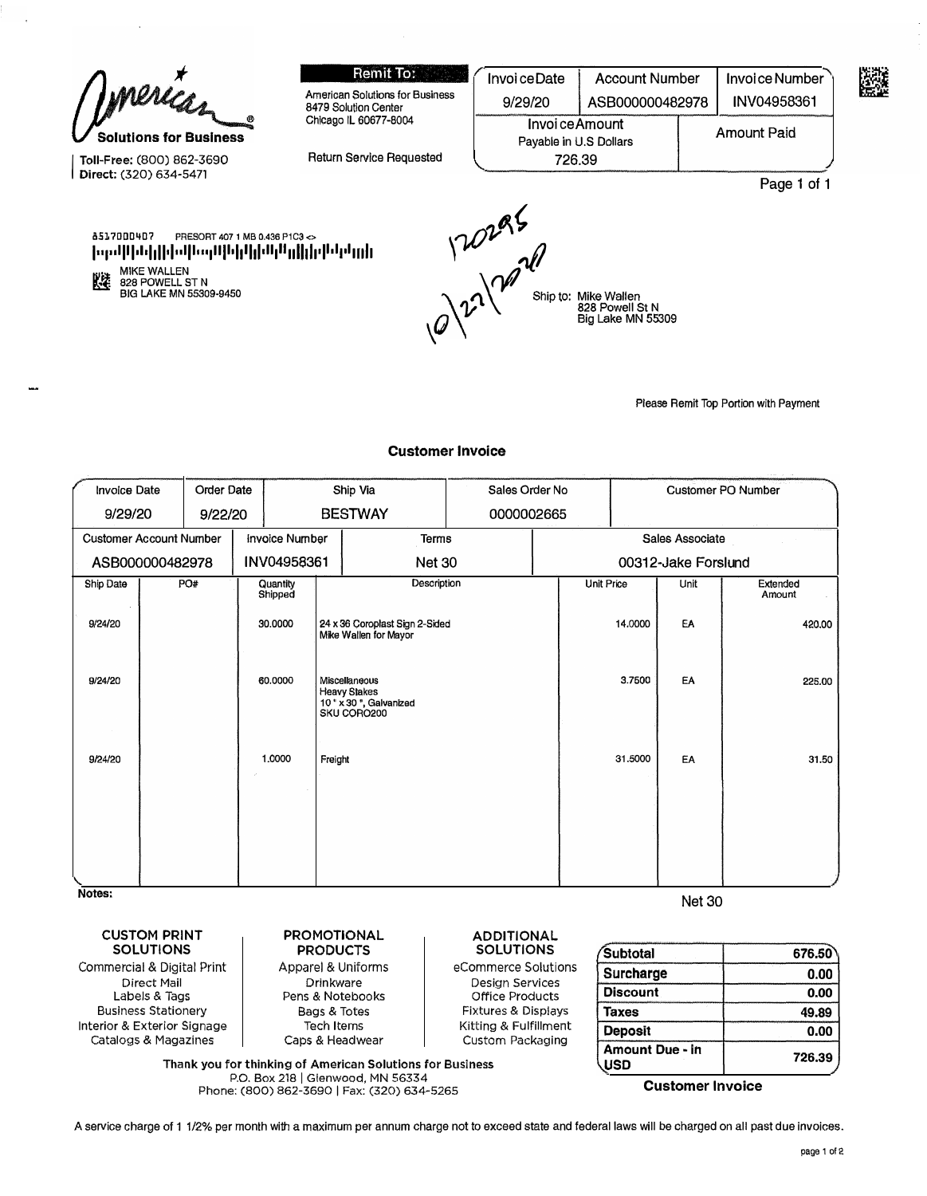**American Solutions for Business**

Toll-Free: (800) 862-3690
Direct: (320) 634-5471

**Remit To:**

American Solutions for Business
8479 Solution Center
Chicago IL 60677-8004

Return Service Requested

| Invoice Date | Account Number | Invoice Number |
|---|---|---|
| 9/29/20 | ASB000000482978 | INV04958361 |
| Invoice Amount Payable in U.S Dollars 726.39 | | Amount Paid |

8517000407 PRESORT 407 1 MB 0.436 P1C3

MIKE WALLEN
828 POWELL ST N
BIG LAKE MN 55309-9450

120295
10/27/2020

Ship to: Mike Wallen
828 Powell St N
Big Lake MN 55309

Please Remit Top Portion with Payment

## Customer Invoice

| Invoice Date | Order Date | Ship Via | Sales Order No | Customer PO Number |
|---|---|---|---|---|
| 9/29/20 | 9/22/20 | BESTWAY | 0000002665 | |

| Customer Account Number | Invoice Number | Terms | Sales Associate |
|---|---|---|---|
| ASB000000482978 | INV04958361 | Net 30 | 00312-Jake Forslund |

| Ship Date | PO# | Quantity Shipped | Description | Unit Price | Unit | Extended Amount |
|---|---|---|---|---|---|---|
| 9/24/20 | | 30.0000 | 24 x 36 Coroplast Sign 2-Sided Mike Wallen for Mayor | 14.0000 | EA | 420.00 |
| 9/24/20 | | 60.0000 | Miscellaneous Heavy Stakes 10 " x 30 ", Galvanized SKU CORO200 | 3.7500 | EA | 225.00 |
| 9/24/20 | | 1.0000 | Freight | 31.5000 | EA | 31.50 |

**Notes:**

Net 30

**CUSTOM PRINT SOLUTIONS**
Commercial & Digital Print
Direct Mail
Labels & Tags
Business Stationery
Interior & Exterior Signage
Catalogs & Magazines

**PROMOTIONAL PRODUCTS**
Apparel & Uniforms
Drinkware
Pens & Notebooks
Bags & Totes
Tech Items
Caps & Headwear

**ADDITIONAL SOLUTIONS**
eCommerce Solutions
Design Services
Office Products
Fixtures & Displays
Kitting & Fulfillment
Custom Packaging

| | |
|---|---|
| **Subtotal** | **676.50** |
| **Surcharge** | **0.00** |
| **Discount** | **0.00** |
| **Taxes** | **49.89** |
| **Deposit** | **0.00** |
| **Amount Due - In USD** | **726.39** |

**Customer Invoice**

**Thank you for thinking of American Solutions for Business**
P.O. Box 218 | Glenwood, MN 56334
Phone: (800) 862-3690 | Fax: (320) 634-5265

A service charge of 1 1/2% per month with a maximum per annum charge not to exceed state and federal laws will be charged on all past due invoices.